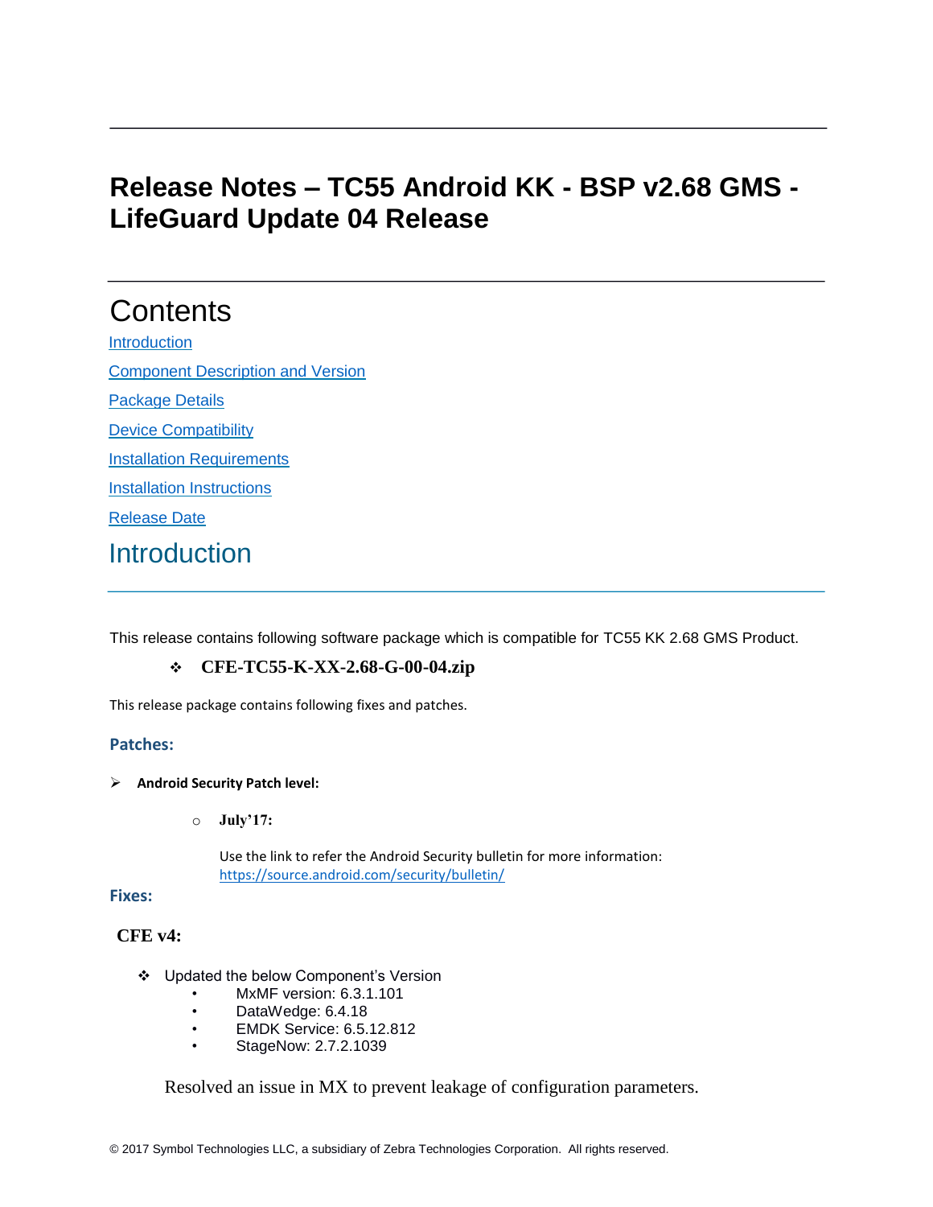# Release Notes – TC55 Android KK - BSP v2.68 GMS - LifeGuard Update 04 Release

## Contents

[Introduction](#introduction)

[Component Description and Version](#component-description-and-version)

[Package Details](#package-details)

[Device Compatibility](#device-compatibility)

[Installation Requirements](#installation-requirements)

[Installation Instructions](#installation-instructions)

[Release Date](#release-date)

## Introduction

This release contains following software package which is compatible for TC55 KK 2.68 GMS Product.

- **CFE-TC55-K-XX-2.68-G-00-04.zip**

This release package contains following fixes and patches.

### Patches:

- **Android Security Patch level:**
  - **July'17:**

    Use the link to refer the Android Security bulletin for more information: [https://source.android.com/security/bulletin/](https://source.android.com/security/bulletin/)

### Fixes:

**CFE v4:**

- Updated the below Component's Version
  - MxMF version: 6.3.1.101
  - DataWedge: 6.4.18
  - EMDK Service: 6.5.12.812
  - StageNow: 2.7.2.1039

Resolved an issue in MX to prevent leakage of configuration parameters.

© 2017 Symbol Technologies LLC, a subsidiary of Zebra Technologies Corporation. All rights reserved.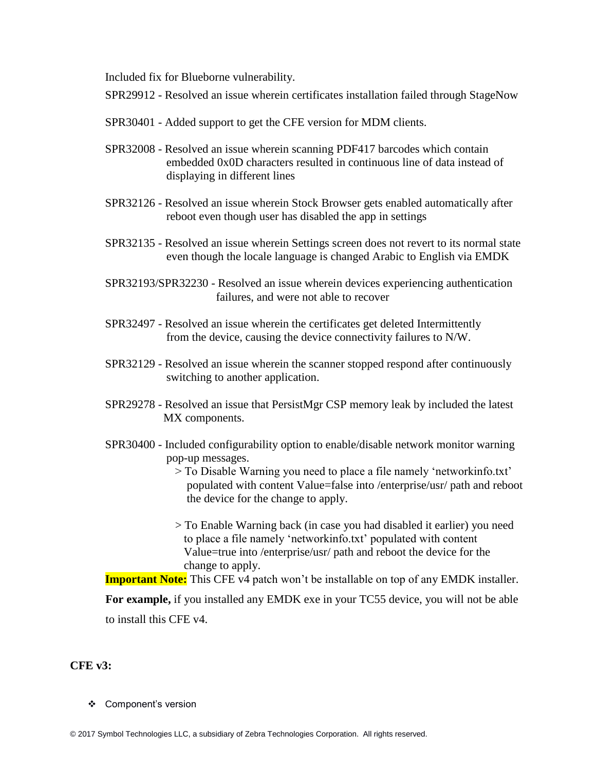Included fix for Blueborne vulnerability.

SPR29912 - Resolved an issue wherein certificates installation failed through StageNow

SPR30401 - Added support to get the CFE version for MDM clients.

SPR32008 - Resolved an issue wherein scanning PDF417 barcodes which contain embedded 0x0D characters resulted in continuous line of data instead of displaying in different lines

SPR32126 - Resolved an issue wherein Stock Browser gets enabled automatically after reboot even though user has disabled the app in settings

SPR32135 - Resolved an issue wherein Settings screen does not revert to its normal state even though the locale language is changed Arabic to English via EMDK

SPR32193/SPR32230 - Resolved an issue wherein devices experiencing authentication failures, and were not able to recover

SPR32497 - Resolved an issue wherein the certificates get deleted Intermittently from the device, causing the device connectivity failures to N/W.

SPR32129 - Resolved an issue wherein the scanner stopped respond after continuously switching to another application.

SPR29278 - Resolved an issue that PersistMgr CSP memory leak by included the latest MX components.

SPR30400 - Included configurability option to enable/disable network monitor warning pop-up messages.

> To Disable Warning you need to place a file namely 'networkinfo.txt' populated with content Value=false into /enterprise/usr/ path and reboot the device for the change to apply.

> To Enable Warning back (in case you had disabled it earlier) you need to place a file namely 'networkinfo.txt' populated with content Value=true into /enterprise/usr/ path and reboot the device for the change to apply.

**Important Note:** This CFE v4 patch won't be installable on top of any EMDK installer.

**For example,** if you installed any EMDK exe in your TC55 device, you will not be able to install this CFE v4.

**CFE v3:**

- Component's version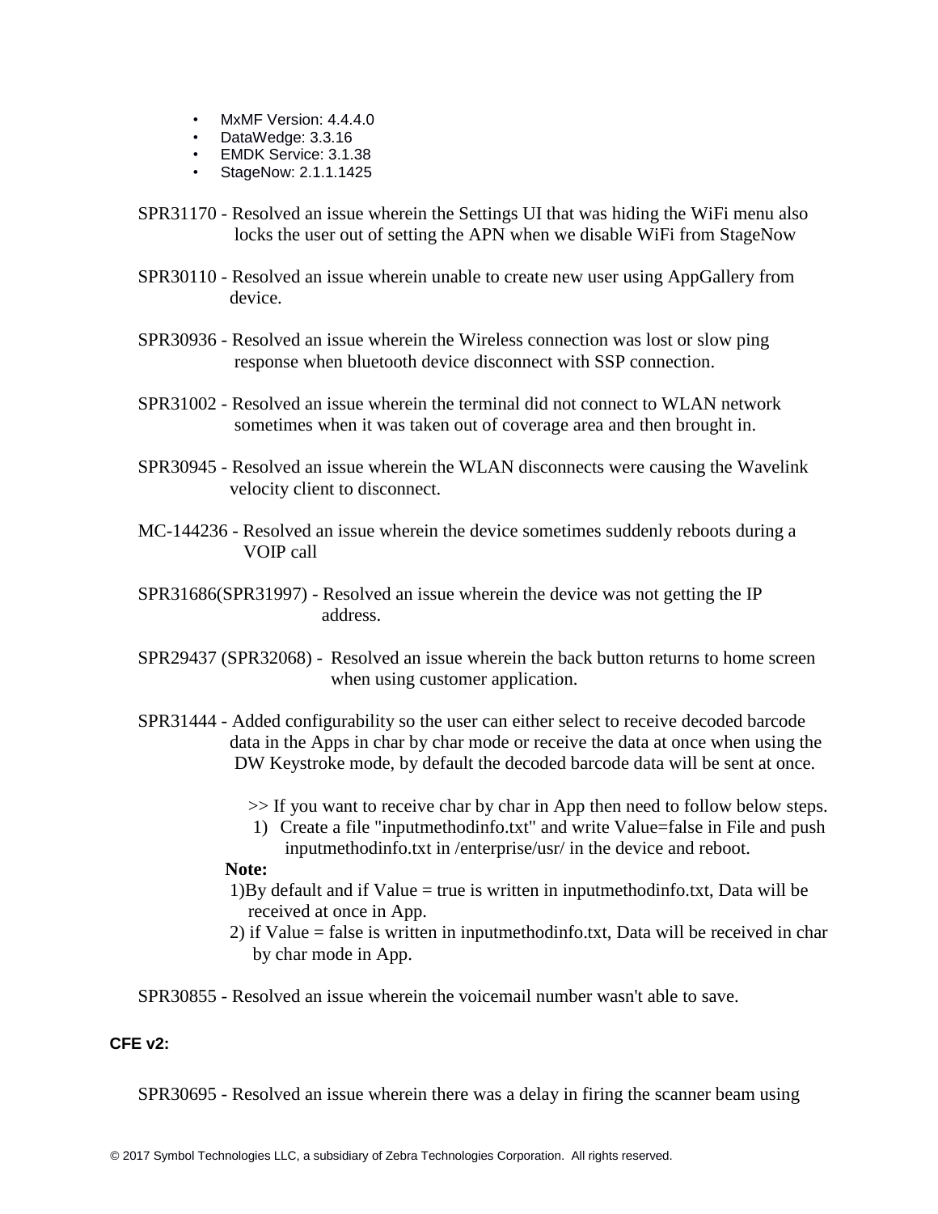- MxMF Version: 4.4.4.0
- DataWedge: 3.3.16
- EMDK Service: 3.1.38
- StageNow: 2.1.1.1425

SPR31170 - Resolved an issue wherein the Settings UI that was hiding the WiFi menu also locks the user out of setting the APN when we disable WiFi from StageNow

SPR30110 - Resolved an issue wherein unable to create new user using AppGallery from device.

SPR30936 - Resolved an issue wherein the Wireless connection was lost or slow ping response when bluetooth device disconnect with SSP connection.

SPR31002 - Resolved an issue wherein the terminal did not connect to WLAN network sometimes when it was taken out of coverage area and then brought in.

SPR30945 - Resolved an issue wherein the WLAN disconnects were causing the Wavelink velocity client to disconnect.

MC-144236 - Resolved an issue wherein the device sometimes suddenly reboots during a VOIP call

SPR31686(SPR31997) - Resolved an issue wherein the device was not getting the IP address.

SPR29437 (SPR32068) - Resolved an issue wherein the back button returns to home screen when using customer application.

SPR31444 - Added configurability so the user can either select to receive decoded barcode data in the Apps in char by char mode or receive the data at once when using the DW Keystroke mode, by default the decoded barcode data will be sent at once.

>> If you want to receive char by char in App then need to follow below steps.

1) Create a file "inputmethodinfo.txt" and write Value=false in File and push inputmethodinfo.txt in /enterprise/usr/ in the device and reboot.

**Note:**

1)By default and if Value = true is written in inputmethodinfo.txt, Data will be received at once in App.

2) if Value = false is written in inputmethodinfo.txt, Data will be received in char by char mode in App.

SPR30855 - Resolved an issue wherein the voicemail number wasn't able to save.

**CFE v2:**

SPR30695 - Resolved an issue wherein there was a delay in firing the scanner beam using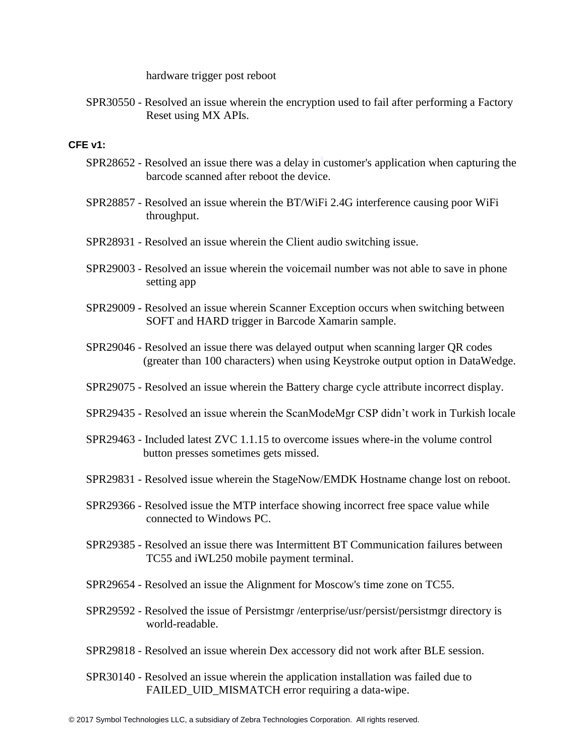hardware trigger post reboot

SPR30550 - Resolved an issue wherein the encryption used to fail after performing a Factory Reset using MX APIs.

**CFE v1:**

SPR28652 - Resolved an issue there was a delay in customer's application when capturing the barcode scanned after reboot the device.

SPR28857 - Resolved an issue wherein the BT/WiFi 2.4G interference causing poor WiFi throughput.

SPR28931 - Resolved an issue wherein the Client audio switching issue.

SPR29003 - Resolved an issue wherein the voicemail number was not able to save in phone setting app

SPR29009 - Resolved an issue wherein Scanner Exception occurs when switching between SOFT and HARD trigger in Barcode Xamarin sample.

SPR29046 - Resolved an issue there was delayed output when scanning larger QR codes (greater than 100 characters) when using Keystroke output option in DataWedge.

SPR29075 - Resolved an issue wherein the Battery charge cycle attribute incorrect display.

SPR29435 - Resolved an issue wherein the ScanModeMgr CSP didn't work in Turkish locale

SPR29463 - Included latest ZVC 1.1.15 to overcome issues where-in the volume control button presses sometimes gets missed.

SPR29831 - Resolved issue wherein the StageNow/EMDK Hostname change lost on reboot.

SPR29366 - Resolved issue the MTP interface showing incorrect free space value while connected to Windows PC.

SPR29385 - Resolved an issue there was Intermittent BT Communication failures between TC55 and iWL250 mobile payment terminal.

SPR29654 - Resolved an issue the Alignment for Moscow's time zone on TC55.

SPR29592 - Resolved the issue of Persistmgr /enterprise/usr/persist/persistmgr directory is world-readable.

SPR29818 - Resolved an issue wherein Dex accessory did not work after BLE session.

SPR30140 - Resolved an issue wherein the application installation was failed due to FAILED_UID_MISMATCH error requiring a data-wipe.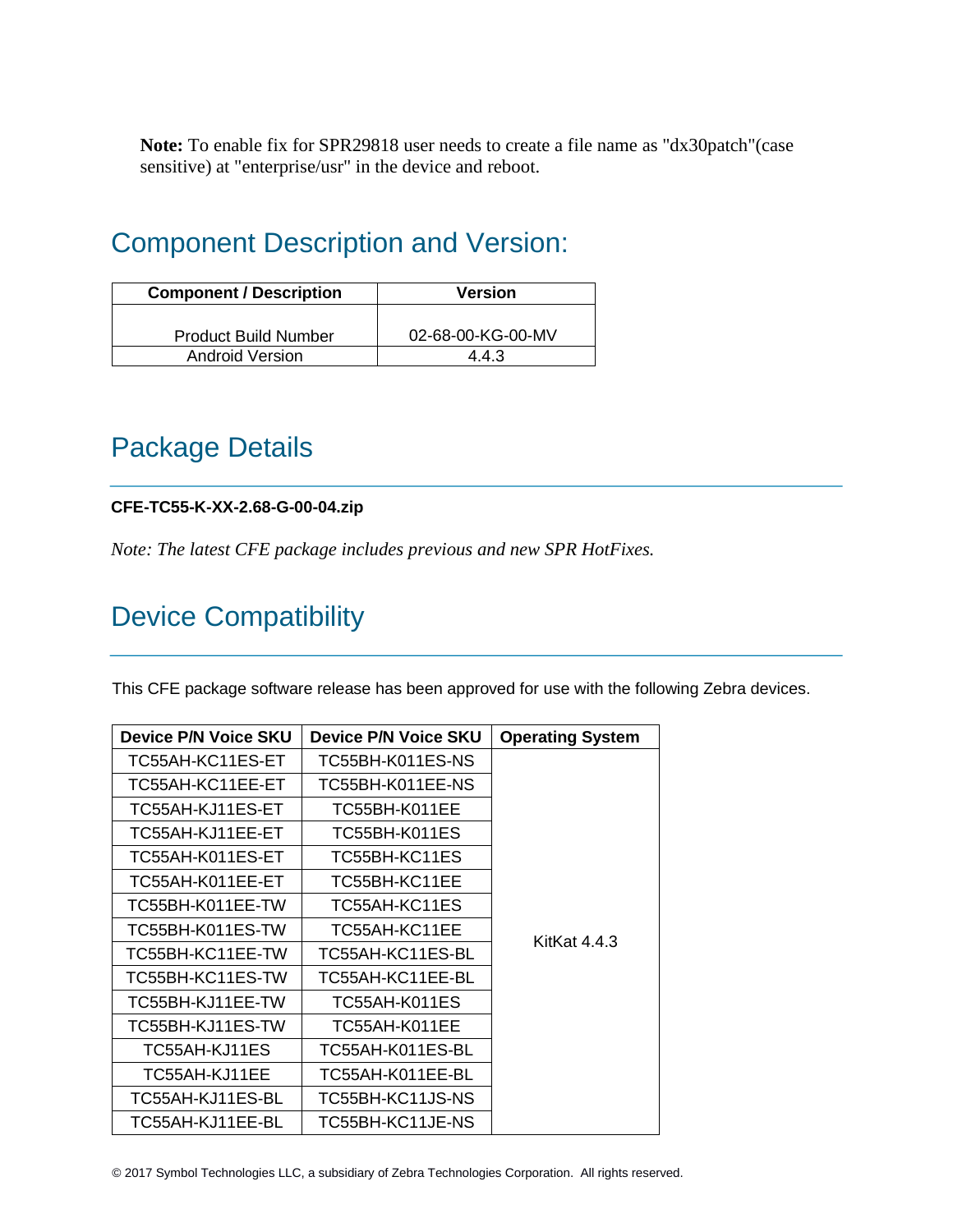**Note:** To enable fix for SPR29818 user needs to create a file name as "dx30patch"(case sensitive) at "enterprise/usr" in the device and reboot.

## Component Description and Version:

| Component / Description | Version |
|---|---|
| Product Build Number | 02-68-00-KG-00-MV |
| Android Version | 4.4.3 |

## Package Details

**CFE-TC55-K-XX-2.68-G-00-04.zip**

*Note: The latest CFE package includes previous and new SPR HotFixes.*

## Device Compatibility

This CFE package software release has been approved for use with the following Zebra devices.

| Device P/N Voice SKU | Device P/N Voice SKU | Operating System |
|---|---|---|
| TC55AH-KC11ES-ET | TC55BH-K011ES-NS | KitKat 4.4.3 |
| TC55AH-KC11EE-ET | TC55BH-K011EE-NS | |
| TC55AH-KJ11ES-ET | TC55BH-K011EE | |
| TC55AH-KJ11EE-ET | TC55BH-K011ES | |
| TC55AH-K011ES-ET | TC55BH-KC11ES | |
| TC55AH-K011EE-ET | TC55BH-KC11EE | |
| TC55BH-K011EE-TW | TC55AH-KC11ES | |
| TC55BH-K011ES-TW | TC55AH-KC11EE | |
| TC55BH-KC11EE-TW | TC55AH-KC11ES-BL | |
| TC55BH-KC11ES-TW | TC55AH-KC11EE-BL | |
| TC55BH-KJ11EE-TW | TC55AH-K011ES | |
| TC55BH-KJ11ES-TW | TC55AH-K011EE | |
| TC55AH-KJ11ES | TC55AH-K011ES-BL | |
| TC55AH-KJ11EE | TC55AH-K011EE-BL | |
| TC55AH-KJ11ES-BL | TC55BH-KC11JS-NS | |
| TC55AH-KJ11EE-BL | TC55BH-KC11JE-NS | |

© 2017 Symbol Technologies LLC, a subsidiary of Zebra Technologies Corporation. All rights reserved.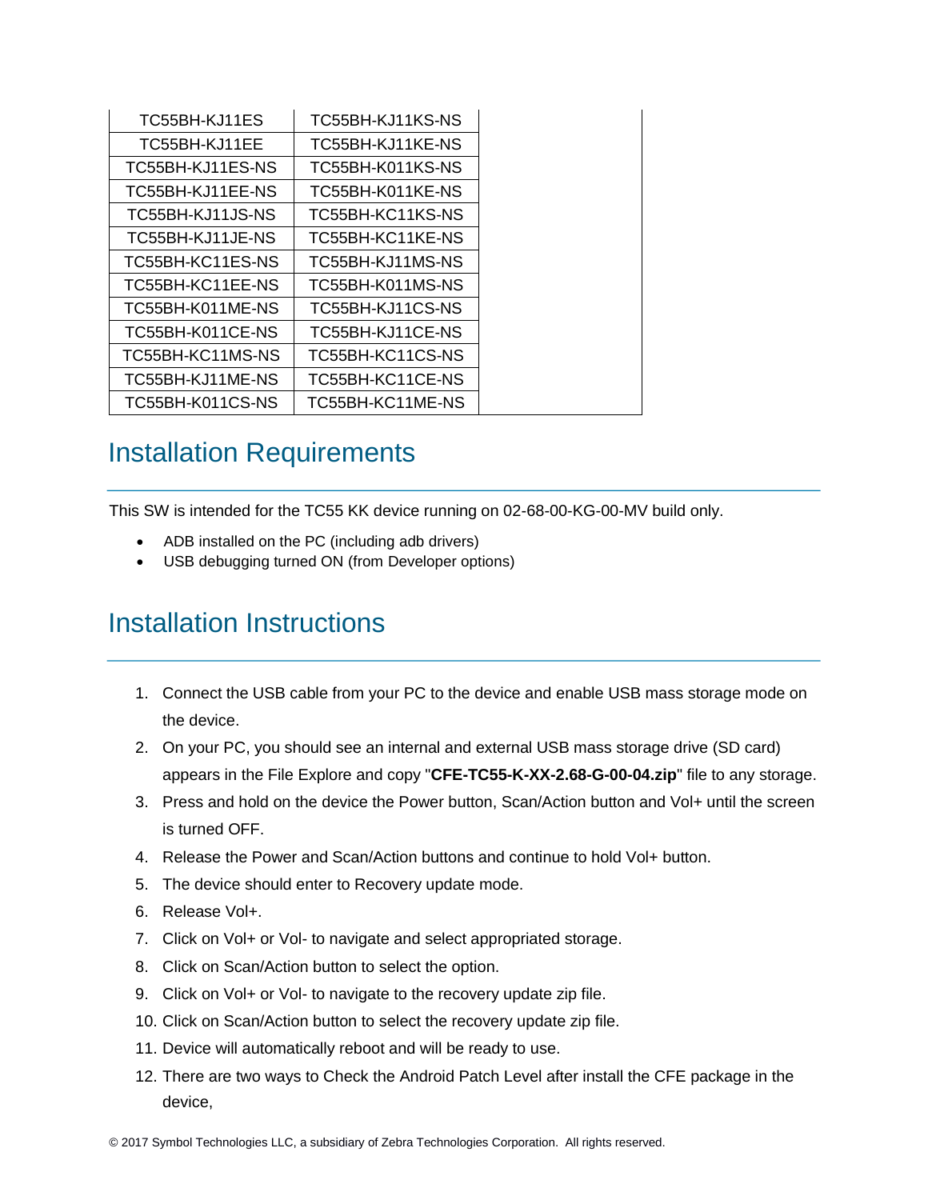| TC55BH-KJ11ES | TC55BH-KJ11KS-NS | |
|---|---|---|
| TC55BH-KJ11EE | TC55BH-KJ11KE-NS | |
| TC55BH-KJ11ES-NS | TC55BH-K011KS-NS | |
| TC55BH-KJ11EE-NS | TC55BH-K011KE-NS | |
| TC55BH-KJ11JS-NS | TC55BH-KC11KS-NS | |
| TC55BH-KJ11JE-NS | TC55BH-KC11KE-NS | |
| TC55BH-KC11ES-NS | TC55BH-KJ11MS-NS | |
| TC55BH-KC11EE-NS | TC55BH-K011MS-NS | |
| TC55BH-K011ME-NS | TC55BH-KJ11CS-NS | |
| TC55BH-K011CE-NS | TC55BH-KJ11CE-NS | |
| TC55BH-KC11MS-NS | TC55BH-KC11CS-NS | |
| TC55BH-KJ11ME-NS | TC55BH-KC11CE-NS | |
| TC55BH-K011CS-NS | TC55BH-KC11ME-NS | |

## Installation Requirements

This SW is intended for the TC55 KK device running on 02-68-00-KG-00-MV build only.

- ADB installed on the PC (including adb drivers)
- USB debugging turned ON (from Developer options)

## Installation Instructions

1. Connect the USB cable from your PC to the device and enable USB mass storage mode on the device.
2. On your PC, you should see an internal and external USB mass storage drive (SD card) appears in the File Explore and copy "**CFE-TC55-K-XX-2.68-G-00-04.zip**" file to any storage.
3. Press and hold on the device the Power button, Scan/Action button and Vol+ until the screen is turned OFF.
4. Release the Power and Scan/Action buttons and continue to hold Vol+ button.
5. The device should enter to Recovery update mode.
6. Release Vol+.
7. Click on Vol+ or Vol- to navigate and select appropriated storage.
8. Click on Scan/Action button to select the option.
9. Click on Vol+ or Vol- to navigate to the recovery update zip file.
10. Click on Scan/Action button to select the recovery update zip file.
11. Device will automatically reboot and will be ready to use.
12. There are two ways to Check the Android Patch Level after install the CFE package in the device,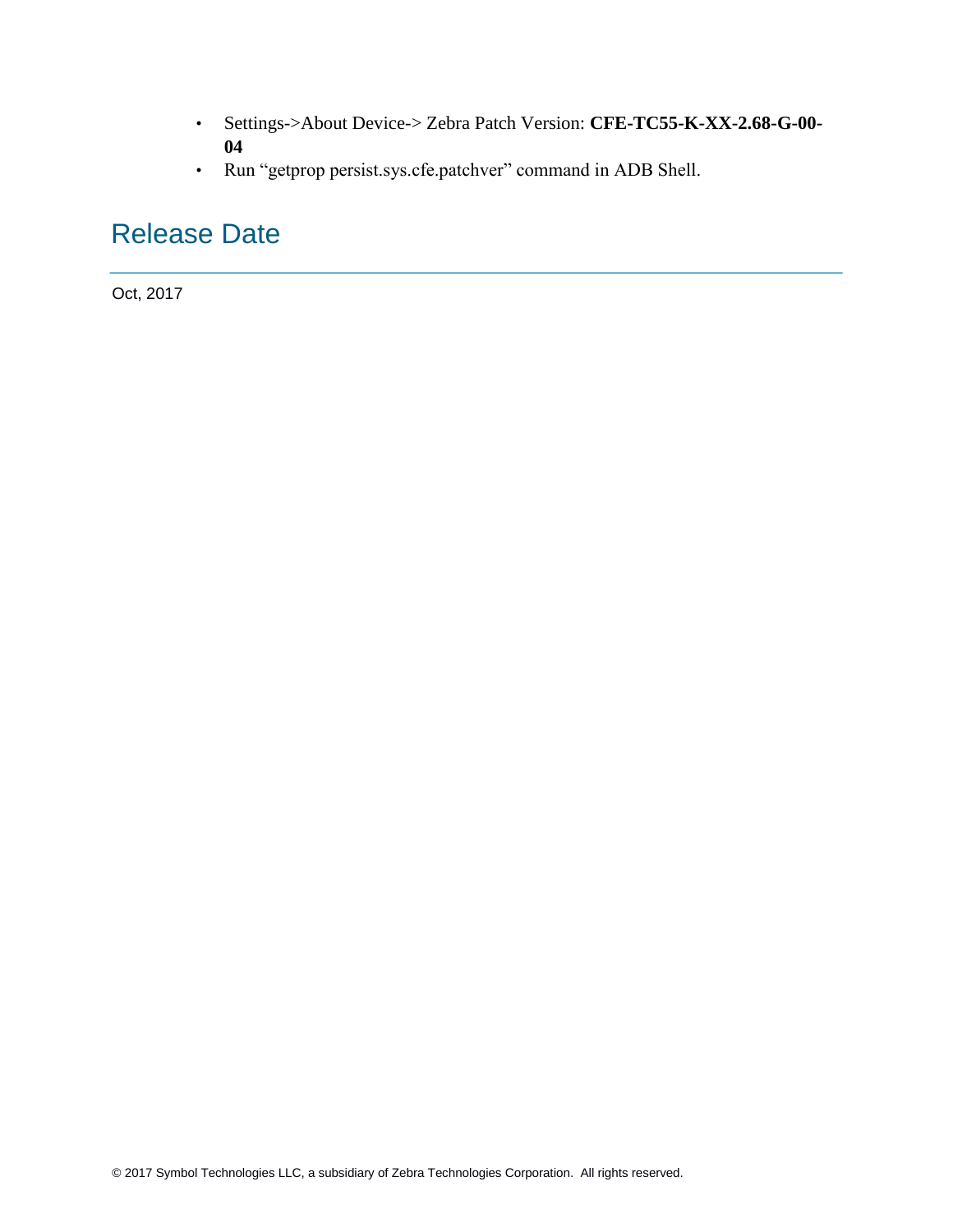- Settings->About Device-> Zebra Patch Version: **CFE-TC55-K-XX-2.68-G-00-04**
- Run “getprop persist.sys.cfe.patchver” command in ADB Shell.

## Release Date

Oct, 2017

© 2017 Symbol Technologies LLC, a subsidiary of Zebra Technologies Corporation. All rights reserved.